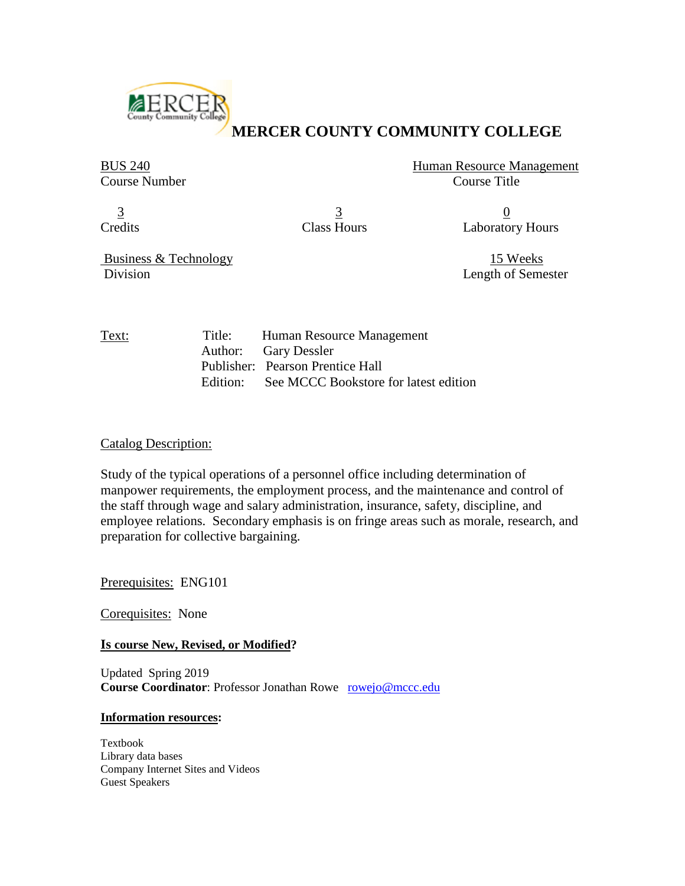# MERCER COUNTY COMMUNITY COLLEGE

| BUS 240 | | Human Resource Management |
|---|---|---|
| Course Number | | Course Title |
| 3 | 3 | 0 |
| Credits | Class Hours | Laboratory Hours |
| Business & Technology | | 15 Weeks |
| Division | | Length of Semester |

**Text:**

Title: Human Resource Management
Author: Gary Dessler
Publisher: Pearson Prentice Hall
Edition: See MCCC Bookstore for latest edition

**Catalog Description:**

Study of the typical operations of a personnel office including determination of manpower requirements, the employment process, and the maintenance and control of the staff through wage and salary administration, insurance, safety, discipline, and employee relations. Secondary emphasis is on fringe areas such as morale, research, and preparation for collective bargaining.

**Prerequisites:** ENG101

**Corequisites:** None

**Is course New, Revised, or Modified?**

Updated Spring 2019
**Course Coordinator**: Professor Jonathan Rowe rowejo@mccc.edu

**Information resources:**

Textbook
Library data bases
Company Internet Sites and Videos
Guest Speakers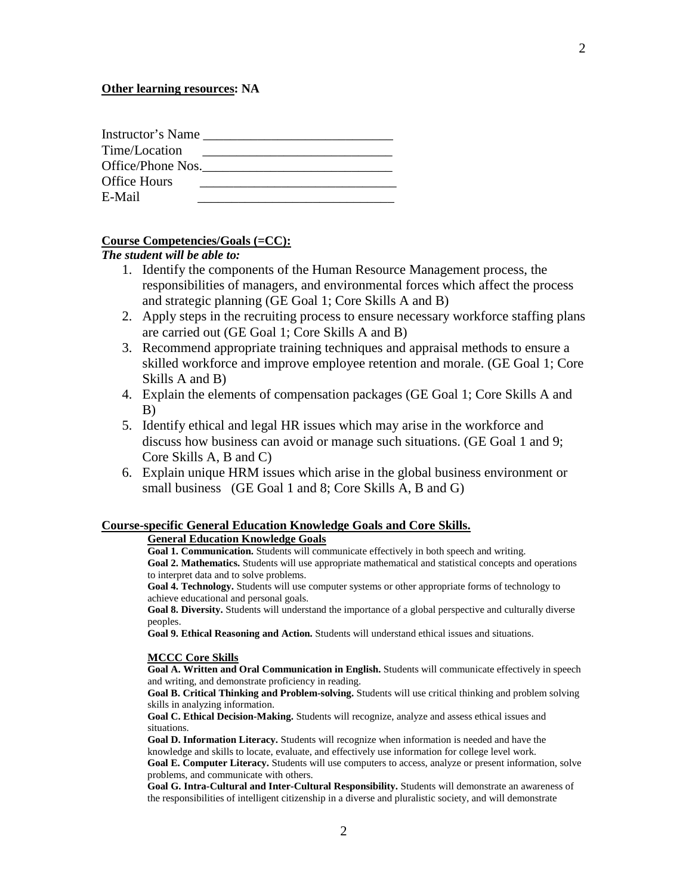**Other learning resources: NA**

Instructor's Name ____________________________
Time/Location ____________________________
Office/Phone Nos.____________________________
Office Hours ____________________________
E-Mail ____________________________

**Course Competencies/Goals (=CC):**

***The student will be able to:***

1. Identify the components of the Human Resource Management process, the responsibilities of managers, and environmental forces which affect the process and strategic planning (GE Goal 1; Core Skills A and B)
2. Apply steps in the recruiting process to ensure necessary workforce staffing plans are carried out (GE Goal 1; Core Skills A and B)
3. Recommend appropriate training techniques and appraisal methods to ensure a skilled workforce and improve employee retention and morale. (GE Goal 1; Core Skills A and B)
4. Explain the elements of compensation packages (GE Goal 1; Core Skills A and B)
5. Identify ethical and legal HR issues which may arise in the workforce and discuss how business can avoid or manage such situations. (GE Goal 1 and 9; Core Skills A, B and C)
6. Explain unique HRM issues which arise in the global business environment or small business (GE Goal 1 and 8; Core Skills A, B and G)

**Course-specific General Education Knowledge Goals and Core Skills.**

**General Education Knowledge Goals**

**Goal 1. Communication.** Students will communicate effectively in both speech and writing.

**Goal 2. Mathematics.** Students will use appropriate mathematical and statistical concepts and operations to interpret data and to solve problems.

**Goal 4. Technology.** Students will use computer systems or other appropriate forms of technology to achieve educational and personal goals.

**Goal 8. Diversity.** Students will understand the importance of a global perspective and culturally diverse peoples.

**Goal 9. Ethical Reasoning and Action.** Students will understand ethical issues and situations.

**MCCC Core Skills**

**Goal A. Written and Oral Communication in English.** Students will communicate effectively in speech and writing, and demonstrate proficiency in reading.

**Goal B. Critical Thinking and Problem-solving.** Students will use critical thinking and problem solving skills in analyzing information.

**Goal C. Ethical Decision-Making.** Students will recognize, analyze and assess ethical issues and situations.

**Goal D. Information Literacy.** Students will recognize when information is needed and have the knowledge and skills to locate, evaluate, and effectively use information for college level work.

**Goal E. Computer Literacy.** Students will use computers to access, analyze or present information, solve problems, and communicate with others.

**Goal G. Intra-Cultural and Inter-Cultural Responsibility.** Students will demonstrate an awareness of the responsibilities of intelligent citizenship in a diverse and pluralistic society, and will demonstrate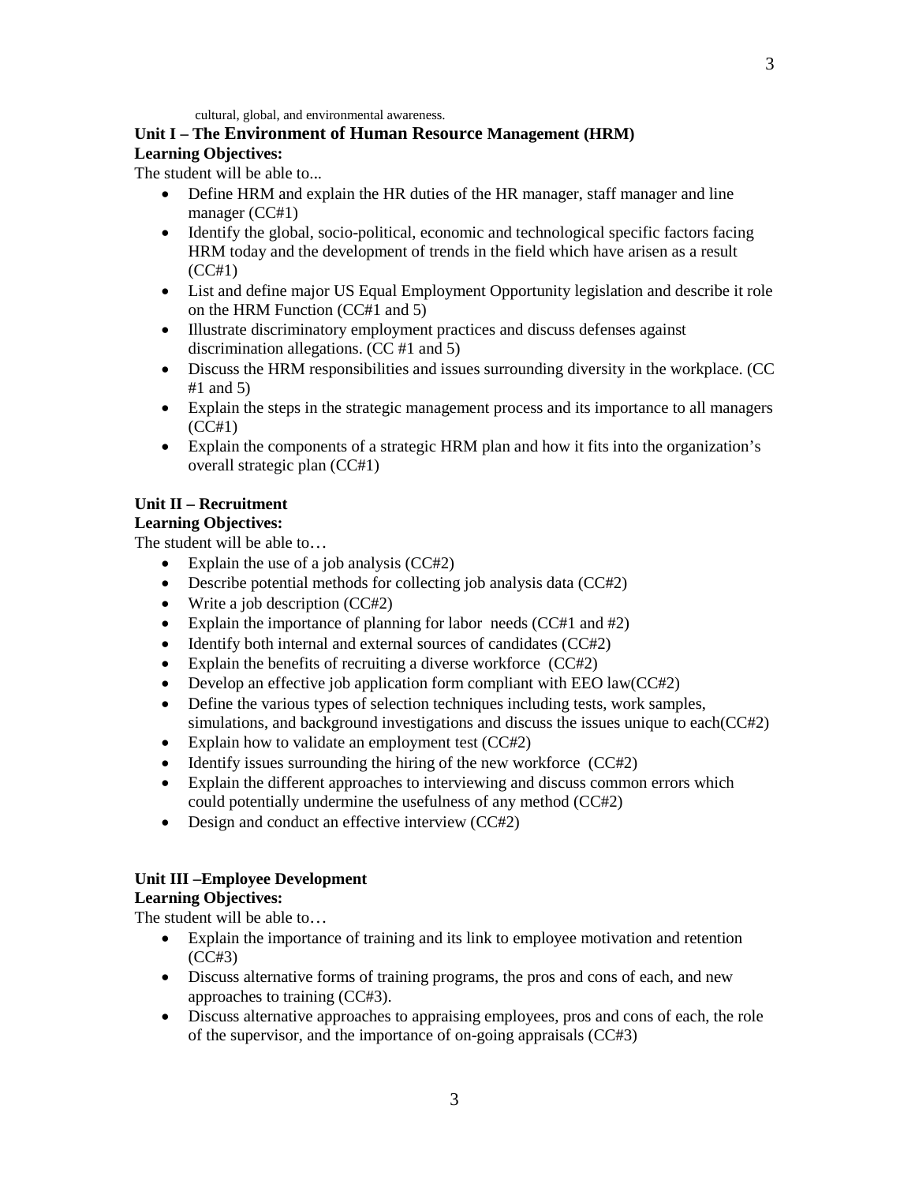cultural, global, and environmental awareness.

**Unit I – The Environment of Human Resource Management (HRM)**

**Learning Objectives:**

The student will be able to...

- Define HRM and explain the HR duties of the HR manager, staff manager and line manager (CC#1)
- Identify the global, socio-political, economic and technological specific factors facing HRM today and the development of trends in the field which have arisen as a result (CC#1)
- List and define major US Equal Employment Opportunity legislation and describe it role on the HRM Function (CC#1 and 5)
- Illustrate discriminatory employment practices and discuss defenses against discrimination allegations. (CC #1 and 5)
- Discuss the HRM responsibilities and issues surrounding diversity in the workplace. (CC #1 and 5)
- Explain the steps in the strategic management process and its importance to all managers (CC#1)
- Explain the components of a strategic HRM plan and how it fits into the organization's overall strategic plan (CC#1)

**Unit II – Recruitment**

**Learning Objectives:**

The student will be able to…

- Explain the use of a job analysis (CC#2)
- Describe potential methods for collecting job analysis data (CC#2)
- Write a job description (CC#2)
- Explain the importance of planning for labor needs (CC#1 and #2)
- Identify both internal and external sources of candidates (CC#2)
- Explain the benefits of recruiting a diverse workforce (CC#2)
- Develop an effective job application form compliant with EEO law(CC#2)
- Define the various types of selection techniques including tests, work samples, simulations, and background investigations and discuss the issues unique to each(CC#2)
- Explain how to validate an employment test (CC#2)
- Identify issues surrounding the hiring of the new workforce (CC#2)
- Explain the different approaches to interviewing and discuss common errors which could potentially undermine the usefulness of any method (CC#2)
- Design and conduct an effective interview (CC#2)

**Unit III –Employee Development**

**Learning Objectives:**

The student will be able to…

- Explain the importance of training and its link to employee motivation and retention (CC#3)
- Discuss alternative forms of training programs, the pros and cons of each, and new approaches to training (CC#3).
- Discuss alternative approaches to appraising employees, pros and cons of each, the role of the supervisor, and the importance of on-going appraisals (CC#3)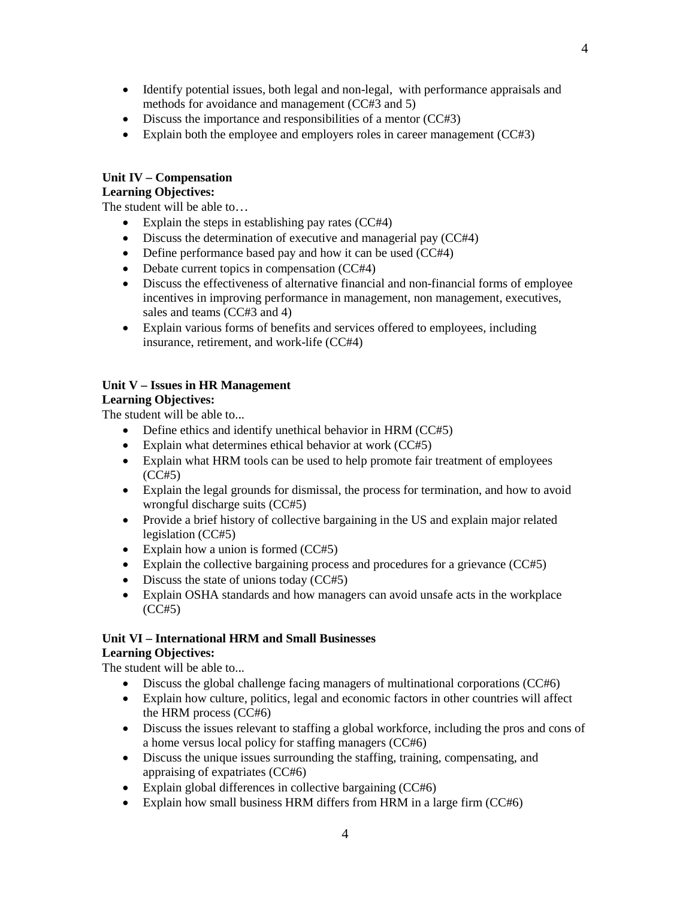- Identify potential issues, both legal and non-legal, with performance appraisals and methods for avoidance and management (CC#3 and 5)
- Discuss the importance and responsibilities of a mentor (CC#3)
- Explain both the employee and employers roles in career management (CC#3)

**Unit IV – Compensation**
**Learning Objectives:**

The student will be able to…

- Explain the steps in establishing pay rates (CC#4)
- Discuss the determination of executive and managerial pay (CC#4)
- Define performance based pay and how it can be used (CC#4)
- Debate current topics in compensation (CC#4)
- Discuss the effectiveness of alternative financial and non-financial forms of employee incentives in improving performance in management, non management, executives, sales and teams (CC#3 and 4)
- Explain various forms of benefits and services offered to employees, including insurance, retirement, and work-life (CC#4)

**Unit V – Issues in HR Management**
**Learning Objectives:**

The student will be able to...

- Define ethics and identify unethical behavior in HRM (CC#5)
- Explain what determines ethical behavior at work (CC#5)
- Explain what HRM tools can be used to help promote fair treatment of employees (CC#5)
- Explain the legal grounds for dismissal, the process for termination, and how to avoid wrongful discharge suits (CC#5)
- Provide a brief history of collective bargaining in the US and explain major related legislation (CC#5)
- Explain how a union is formed (CC#5)
- Explain the collective bargaining process and procedures for a grievance (CC#5)
- Discuss the state of unions today (CC#5)
- Explain OSHA standards and how managers can avoid unsafe acts in the workplace (CC#5)

**Unit VI – International HRM and Small Businesses**
**Learning Objectives:**

The student will be able to...

- Discuss the global challenge facing managers of multinational corporations (CC#6)
- Explain how culture, politics, legal and economic factors in other countries will affect the HRM process (CC#6)
- Discuss the issues relevant to staffing a global workforce, including the pros and cons of a home versus local policy for staffing managers (CC#6)
- Discuss the unique issues surrounding the staffing, training, compensating, and appraising of expatriates (CC#6)
- Explain global differences in collective bargaining (CC#6)
- Explain how small business HRM differs from HRM in a large firm (CC#6)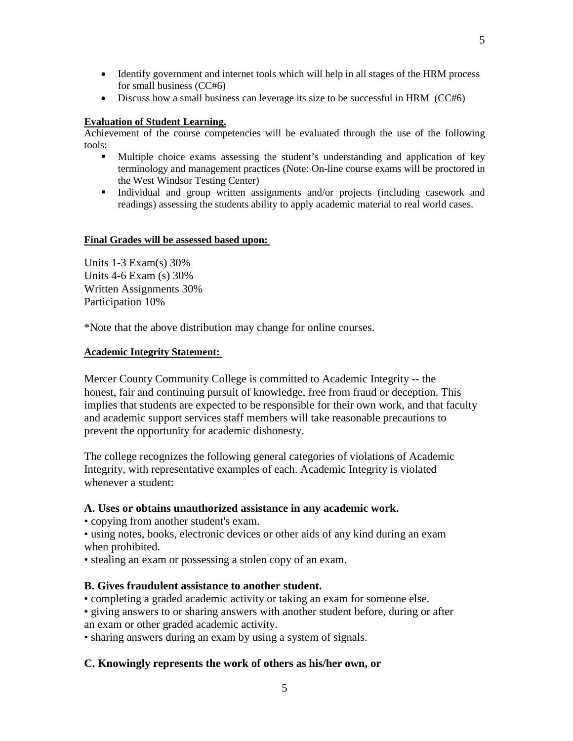- Identify government and internet tools which will help in all stages of the HRM process for small business (CC#6)
- Discuss how a small business can leverage its size to be successful in HRM (CC#6)

**Evaluation of Student Learning.**

Achievement of the course competencies will be evaluated through the use of the following tools:

- Multiple choice exams assessing the student's understanding and application of key terminology and management practices (Note: On-line course exams will be proctored in the West Windsor Testing Center)
- Individual and group written assignments and/or projects (including casework and readings) assessing the students ability to apply academic material to real world cases.

**Final Grades will be assessed based upon:**

Units 1-3 Exam(s) 30%
Units 4-6 Exam (s) 30%
Written Assignments 30%
Participation 10%

*Note that the above distribution may change for online courses.

**Academic Integrity Statement:**

Mercer County Community College is committed to Academic Integrity -- the honest, fair and continuing pursuit of knowledge, free from fraud or deception. This implies that students are expected to be responsible for their own work, and that faculty and academic support services staff members will take reasonable precautions to prevent the opportunity for academic dishonesty.

The college recognizes the following general categories of violations of Academic Integrity, with representative examples of each. Academic Integrity is violated whenever a student:

**A. Uses or obtains unauthorized assistance in any academic work.**

- copying from another student's exam.
- using notes, books, electronic devices or other aids of any kind during an exam when prohibited.
- stealing an exam or possessing a stolen copy of an exam.

**B. Gives fraudulent assistance to another student.**

- completing a graded academic activity or taking an exam for someone else.
- giving answers to or sharing answers with another student before, during or after an exam or other graded academic activity.
- sharing answers during an exam by using a system of signals.

**C. Knowingly represents the work of others as his/her own, or**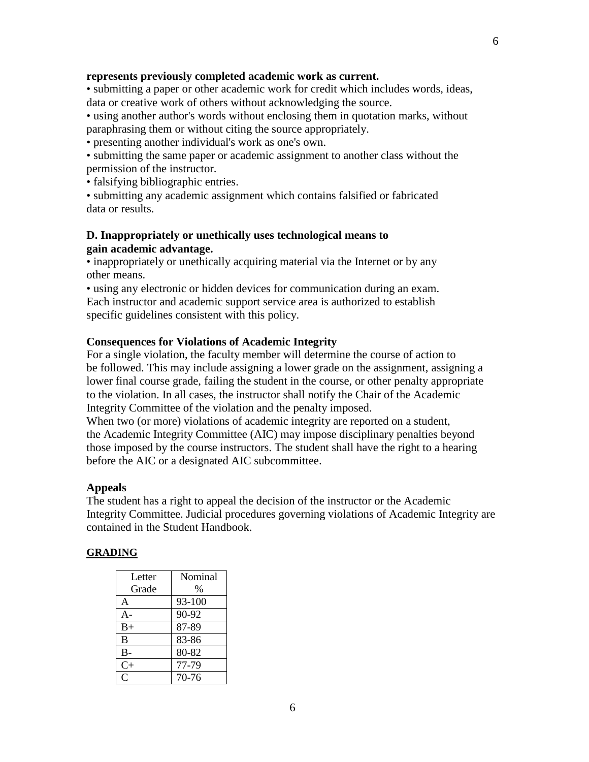**represents previously completed academic work as current.**

- submitting a paper or other academic work for credit which includes words, ideas, data or creative work of others without acknowledging the source.
- using another author's words without enclosing them in quotation marks, without paraphrasing them or without citing the source appropriately.
- presenting another individual's work as one's own.
- submitting the same paper or academic assignment to another class without the permission of the instructor.
- falsifying bibliographic entries.
- submitting any academic assignment which contains falsified or fabricated data or results.

**D. Inappropriately or unethically uses technological means to gain academic advantage.**

- inappropriately or unethically acquiring material via the Internet or by any other means.
- using any electronic or hidden devices for communication during an exam.

Each instructor and academic support service area is authorized to establish specific guidelines consistent with this policy.

### Consequences for Violations of Academic Integrity

For a single violation, the faculty member will determine the course of action to be followed. This may include assigning a lower grade on the assignment, assigning a lower final course grade, failing the student in the course, or other penalty appropriate to the violation. In all cases, the instructor shall notify the Chair of the Academic Integrity Committee of the violation and the penalty imposed.

When two (or more) violations of academic integrity are reported on a student, the Academic Integrity Committee (AIC) may impose disciplinary penalties beyond those imposed by the course instructors. The student shall have the right to a hearing before the AIC or a designated AIC subcommittee.

### Appeals

The student has a right to appeal the decision of the instructor or the Academic Integrity Committee. Judicial procedures governing violations of Academic Integrity are contained in the Student Handbook.

## GRADING

| Letter Grade | Nominal % |
|---|---|
| A | 93-100 |
| A- | 90-92 |
| B+ | 87-89 |
| B | 83-86 |
| B- | 80-82 |
| C+ | 77-79 |
| C | 70-76 |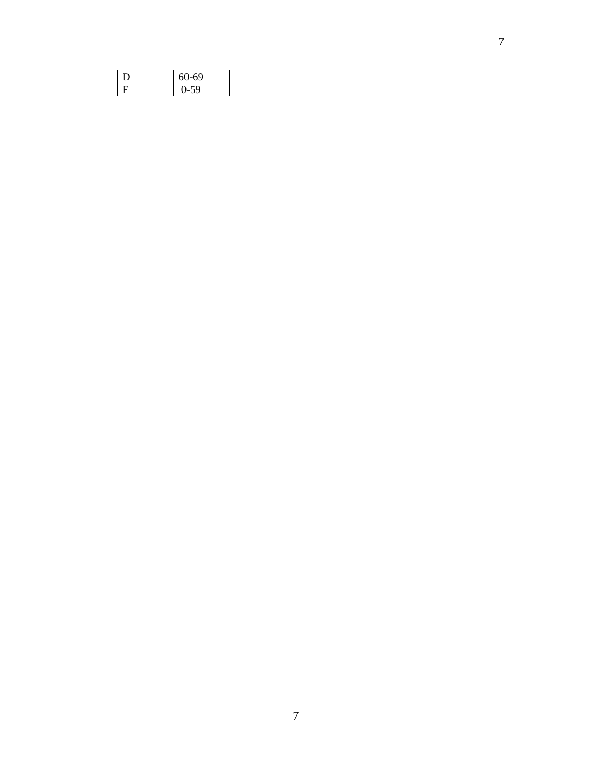| | |
|---|---|
| D | 60-69 |
| F | 0-59 |